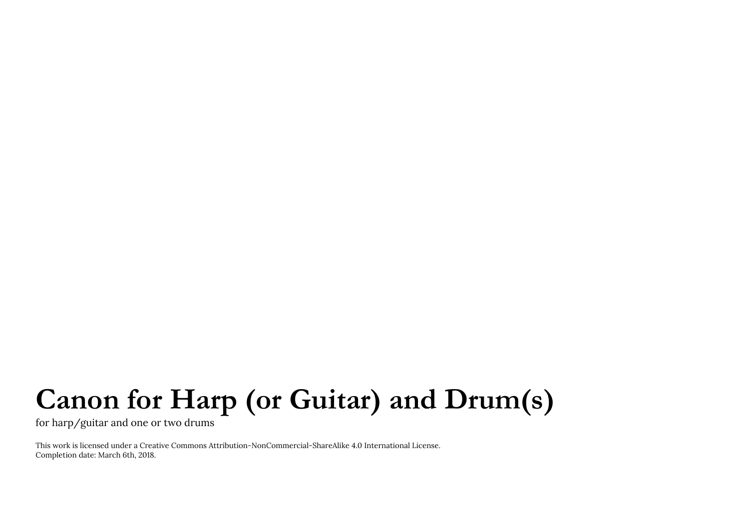# Canon for Harp (or Guitar) and Drum(s)

for harp/guitar and one or two drums

This work is licensed under a Creative Commons Attribution-NonCommercial-ShareAlike 4.0 International License.
Completion date: March 6th, 2018.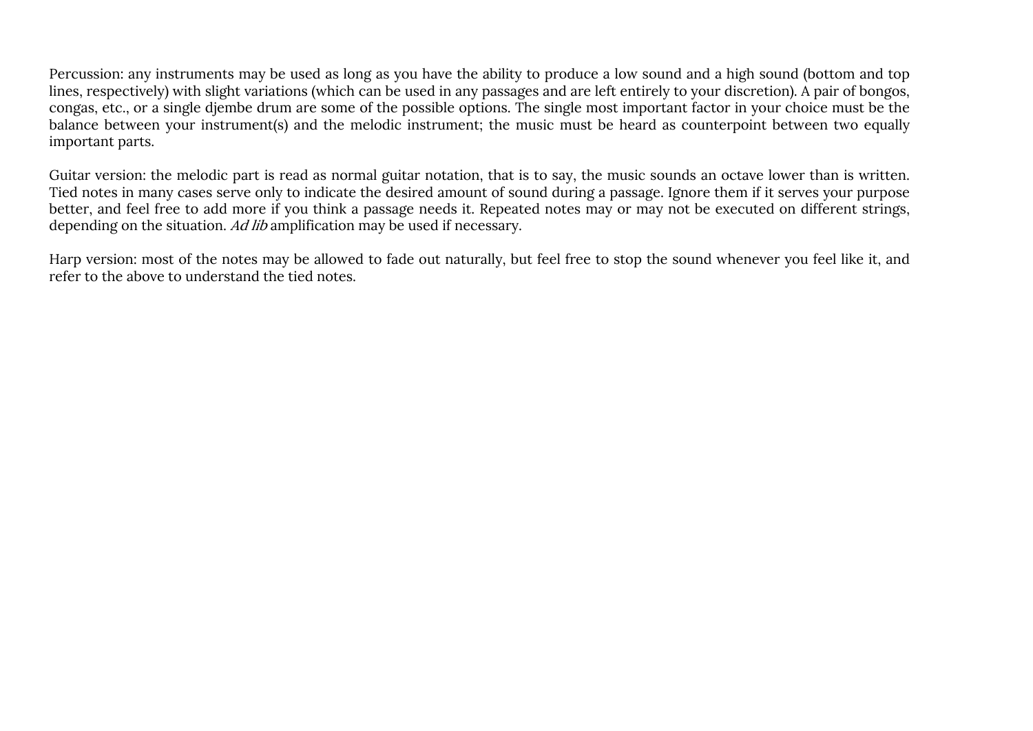Percussion: any instruments may be used as long as you have the ability to produce a low sound and a high sound (bottom and top lines, respectively) with slight variations (which can be used in any passages and are left entirely to your discretion). A pair of bongos, congas, etc., or a single djembe drum are some of the possible options. The single most important factor in your choice must be the balance between your instrument(s) and the melodic instrument; the music must be heard as counterpoint between two equally important parts.

Guitar version: the melodic part is read as normal guitar notation, that is to say, the music sounds an octave lower than is written. Tied notes in many cases serve only to indicate the desired amount of sound during a passage. Ignore them if it serves your purpose better, and feel free to add more if you think a passage needs it. Repeated notes may or may not be executed on different strings, depending on the situation. *Ad lib* amplification may be used if necessary.

Harp version: most of the notes may be allowed to fade out naturally, but feel free to stop the sound whenever you feel like it, and refer to the above to understand the tied notes.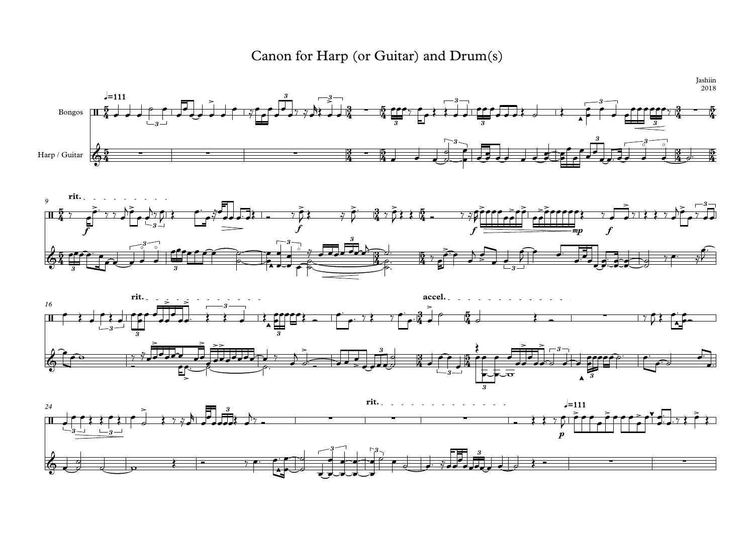# Canon for Harp (or Guitar) and Drum(s)

Jashiin
2018